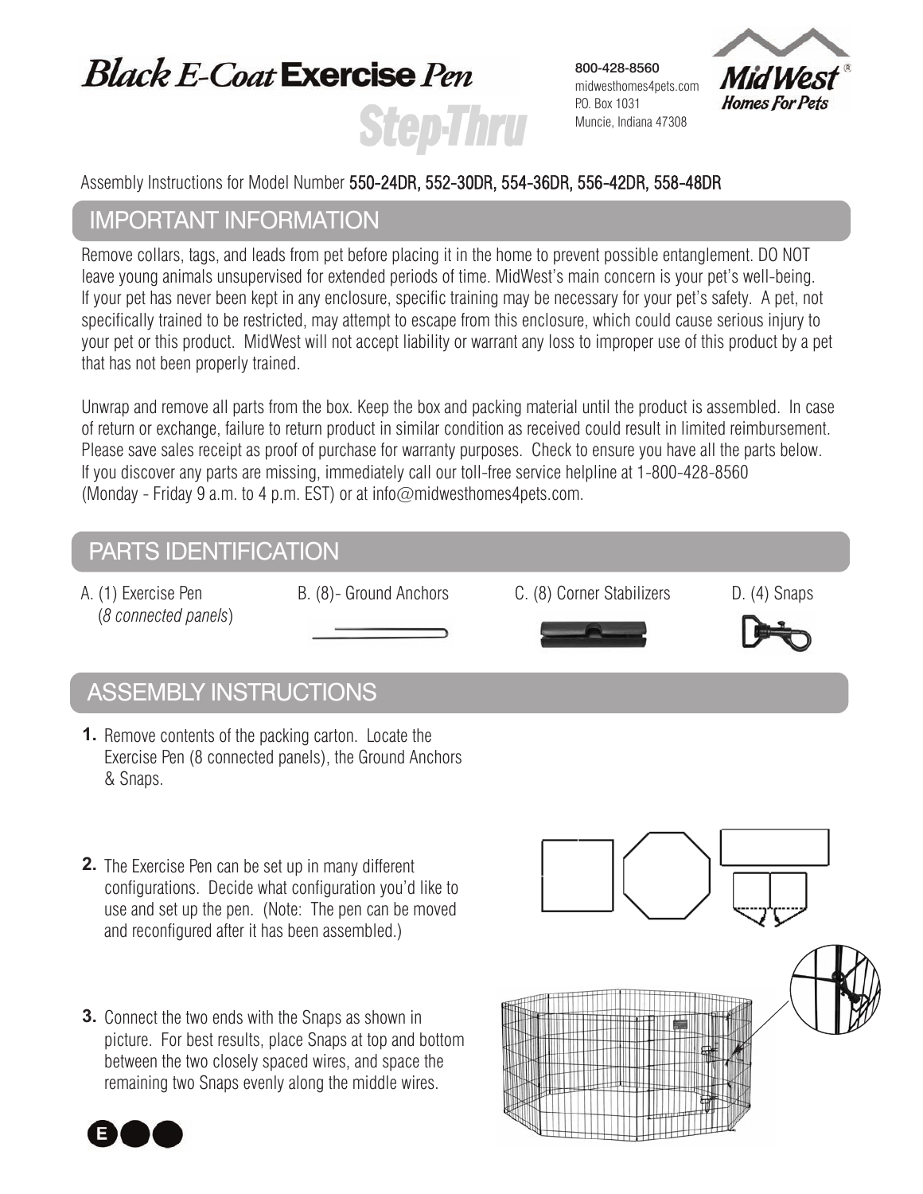# Black E-Coat Exercise Pen

## Step-Thru

800-428-8560
midwesthomes4pets.com
P.O. Box 1031
Muncie, Indiana 47308

MidWest Homes For Pets®

Assembly Instructions for Model Number 550-24DR, 552-30DR, 554-36DR, 556-42DR, 558-48DR

## IMPORTANT INFORMATION

Remove collars, tags, and leads from pet before placing it in the home to prevent possible entanglement. DO NOT leave young animals unsupervised for extended periods of time. MidWest's main concern is your pet's well-being. If your pet has never been kept in any enclosure, specific training may be necessary for your pet's safety. A pet, not specifically trained to be restricted, may attempt to escape from this enclosure, which could cause serious injury to your pet or this product. MidWest will not accept liability or warrant any loss to improper use of this product by a pet that has not been properly trained.

Unwrap and remove all parts from the box. Keep the box and packing material until the product is assembled. In case of return or exchange, failure to return product in similar condition as received could result in limited reimbursement. Please save sales receipt as proof of purchase for warranty purposes. Check to ensure you have all the parts below. If you discover any parts are missing, immediately call our toll-free service helpline at 1-800-428-8560 (Monday - Friday 9 a.m. to 4 p.m. EST) or at info@midwesthomes4pets.com.

## PARTS IDENTIFICATION

- A. (1) Exercise Pen (*8 connected panels*)
- B. (8)- Ground Anchors
- C. (8) Corner Stabilizers
- D. (4) Snaps

## ASSEMBLY INSTRUCTIONS

1. Remove contents of the packing carton. Locate the Exercise Pen (8 connected panels), the Ground Anchors & Snaps.

2. The Exercise Pen can be set up in many different configurations. Decide what configuration you'd like to use and set up the pen. (Note: The pen can be moved and reconfigured after it has been assembled.)

3. Connect the two ends with the Snaps as shown in picture. For best results, place Snaps at top and bottom between the two closely spaced wires, and space the remaining two Snaps evenly along the middle wires.

E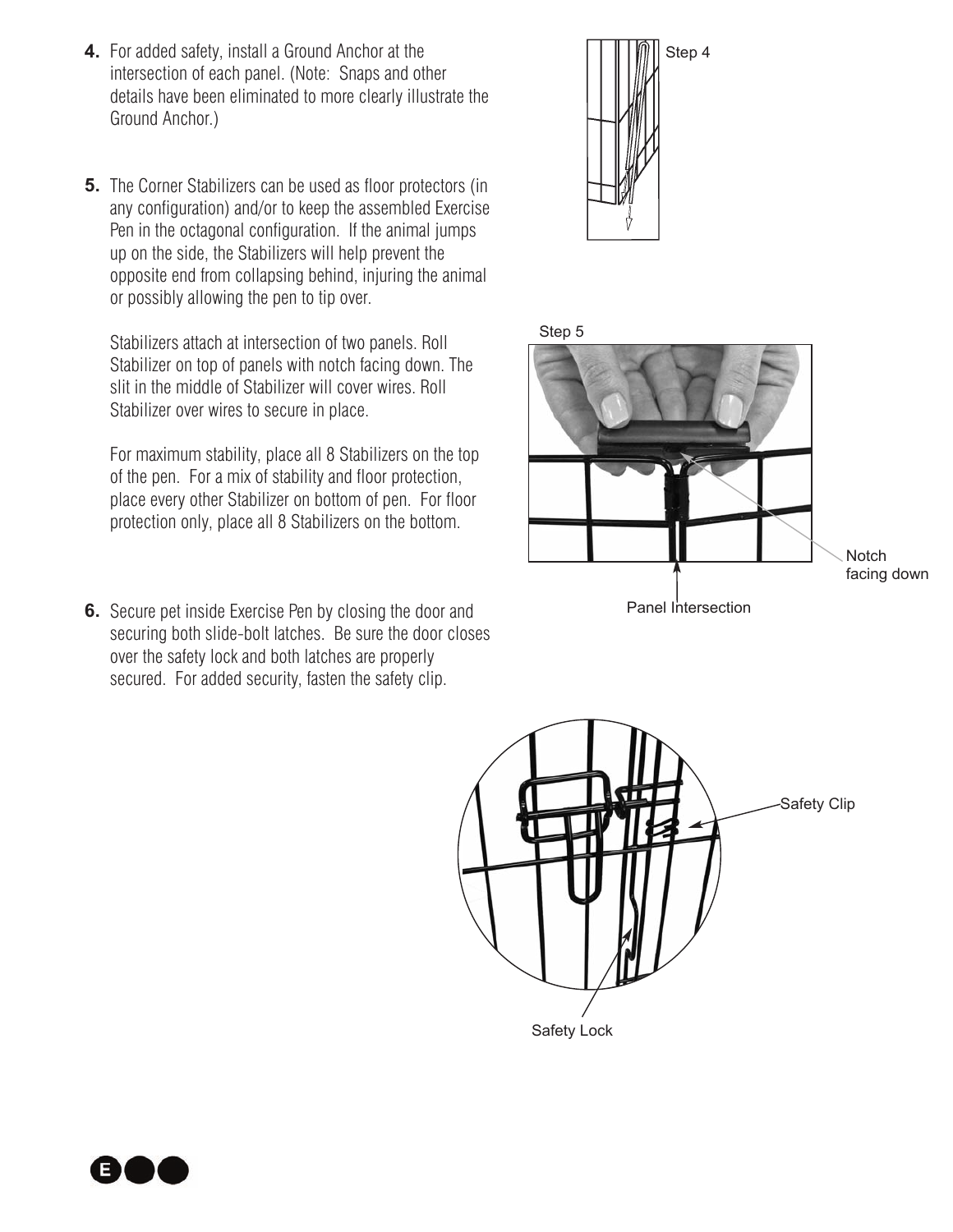4. For added safety, install a Ground Anchor at the intersection of each panel. (Note: Snaps and other details have been eliminated to more clearly illustrate the Ground Anchor.)

5. The Corner Stabilizers can be used as floor protectors (in any configuration) and/or to keep the assembled Exercise Pen in the octagonal configuration. If the animal jumps up on the side, the Stabilizers will help prevent the opposite end from collapsing behind, injuring the animal or possibly allowing the pen to tip over.

   Stabilizers attach at intersection of two panels. Roll Stabilizer on top of panels with notch facing down. The slit in the middle of Stabilizer will cover wires. Roll Stabilizer over wires to secure in place.

   For maximum stability, place all 8 Stabilizers on the top of the pen. For a mix of stability and floor protection, place every other Stabilizer on bottom of pen. For floor protection only, place all 8 Stabilizers on the bottom.

6. Secure pet inside Exercise Pen by closing the door and securing both slide-bolt latches. Be sure the door closes over the safety lock and both latches are properly secured. For added security, fasten the safety clip.

Step 4

Step 5

Notch facing down

Panel Intersection

Safety Clip

Safety Lock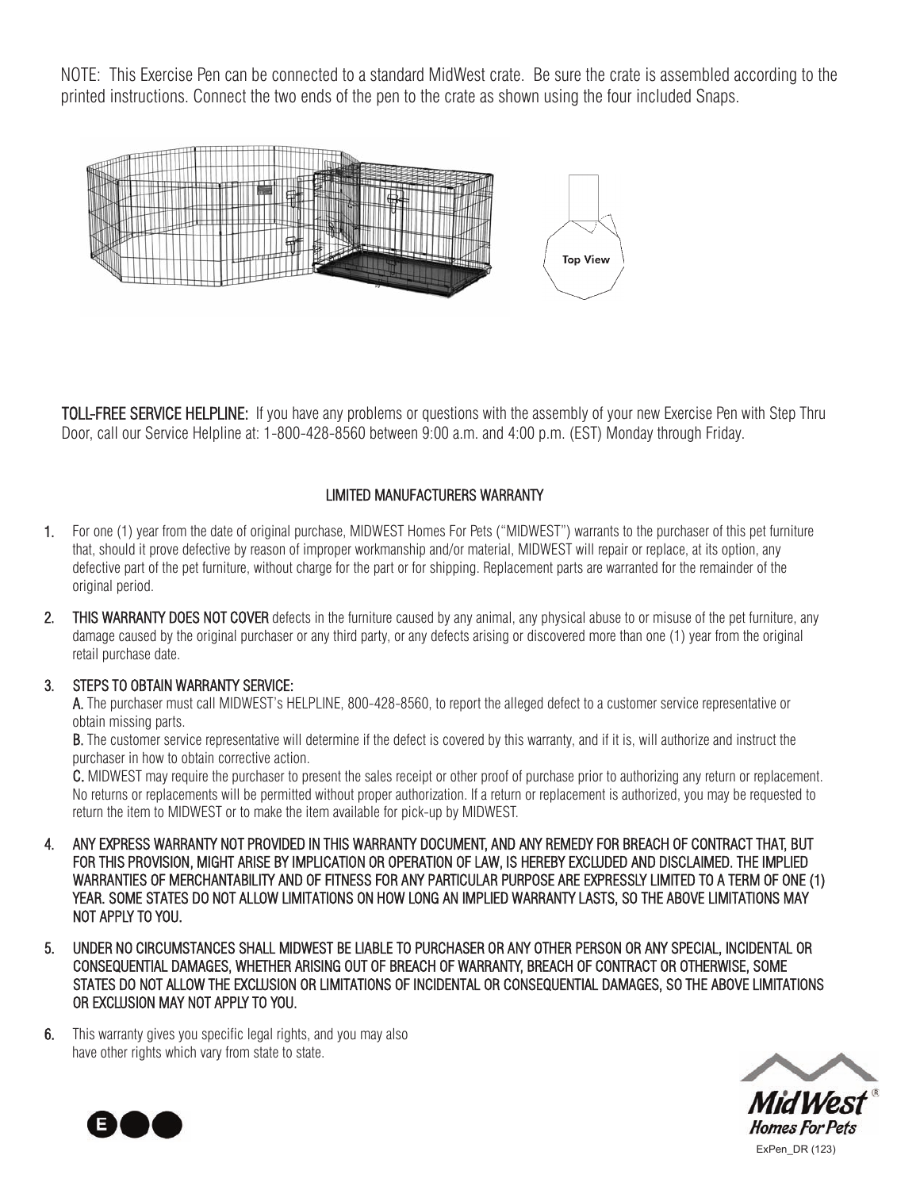NOTE: This Exercise Pen can be connected to a standard MidWest crate. Be sure the crate is assembled according to the printed instructions. Connect the two ends of the pen to the crate as shown using the four included Snaps.

Top View

**TOLL-FREE SERVICE HELPLINE:** If you have any problems or questions with the assembly of your new Exercise Pen with Step Thru Door, call our Service Helpline at: 1-800-428-8560 between 9:00 a.m. and 4:00 p.m. (EST) Monday through Friday.

## LIMITED MANUFACTURERS WARRANTY

1. For one (1) year from the date of original purchase, MIDWEST Homes For Pets ("MIDWEST") warrants to the purchaser of this pet furniture that, should it prove defective by reason of improper workmanship and/or material, MIDWEST will repair or replace, at its option, any defective part of the pet furniture, without charge for the part or for shipping. Replacement parts are warranted for the remainder of the original period.

2. **THIS WARRANTY DOES NOT COVER** defects in the furniture caused by any animal, any physical abuse to or misuse of the pet furniture, any damage caused by the original purchaser or any third party, or any defects arising or discovered more than one (1) year from the original retail purchase date.

3. **STEPS TO OBTAIN WARRANTY SERVICE:**
   **A.** The purchaser must call MIDWEST's HELPLINE, 800-428-8560, to report the alleged defect to a customer service representative or obtain missing parts.
   **B.** The customer service representative will determine if the defect is covered by this warranty, and if it is, will authorize and instruct the purchaser in how to obtain corrective action.
   **C.** MIDWEST may require the purchaser to present the sales receipt or other proof of purchase prior to authorizing any return or replacement. No returns or replacements will be permitted without proper authorization. If a return or replacement is authorized, you may be requested to return the item to MIDWEST or to make the item available for pick-up by MIDWEST.

4. **ANY EXPRESS WARRANTY NOT PROVIDED IN THIS WARRANTY DOCUMENT, AND ANY REMEDY FOR BREACH OF CONTRACT THAT, BUT FOR THIS PROVISION, MIGHT ARISE BY IMPLICATION OR OPERATION OF LAW, IS HEREBY EXCLUDED AND DISCLAIMED. THE IMPLIED WARRANTIES OF MERCHANTABILITY AND OF FITNESS FOR ANY PARTICULAR PURPOSE ARE EXPRESSLY LIMITED TO A TERM OF ONE (1) YEAR. SOME STATES DO NOT ALLOW LIMITATIONS ON HOW LONG AN IMPLIED WARRANTY LASTS, SO THE ABOVE LIMITATIONS MAY NOT APPLY TO YOU.**

5. **UNDER NO CIRCUMSTANCES SHALL MIDWEST BE LIABLE TO PURCHASER OR ANY OTHER PERSON OR ANY SPECIAL, INCIDENTAL OR CONSEQUENTIAL DAMAGES, WHETHER ARISING OUT OF BREACH OF WARRANTY, BREACH OF CONTRACT OR OTHERWISE, SOME STATES DO NOT ALLOW THE EXCLUSION OR LIMITATIONS OF INCIDENTAL OR CONSEQUENTIAL DAMAGES, SO THE ABOVE LIMITATIONS OR EXCLUSION MAY NOT APPLY TO YOU.**

6. This warranty gives you specific legal rights, and you may also have other rights which vary from state to state.

MidWest® Homes For Pets

ExPen_DR (123)